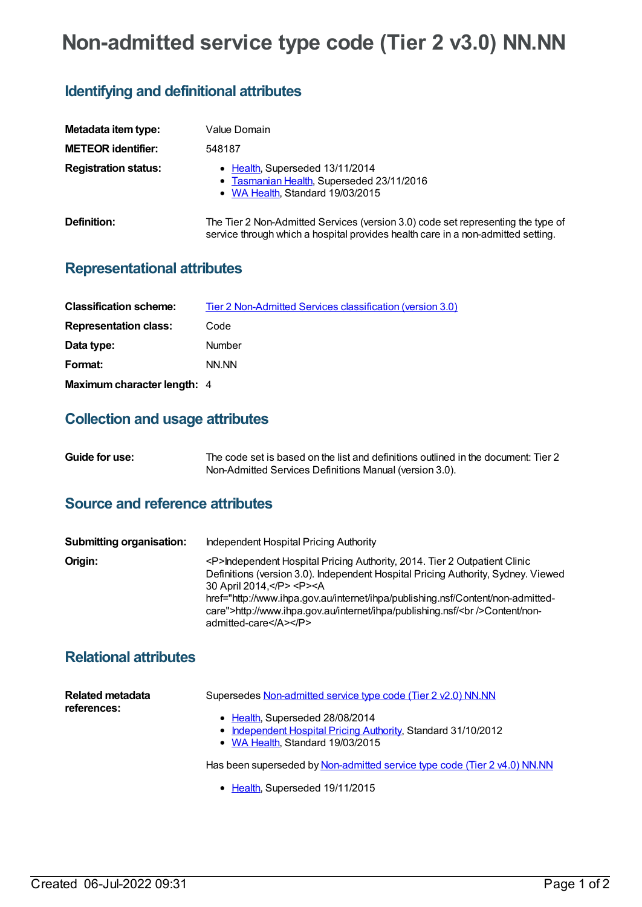# Non-admitted service type code (Tier 2 v3.0) NN.NN

## Identifying and definitional attributes

| | |
|---|---|
| **Metadata item type:** | Value Domain |
| **METEOR identifier:** | 548187 |
| **Registration status:** | • Health, Superseded 13/11/2014<br>• Tasmanian Health, Superseded 23/11/2016<br>• WA Health, Standard 19/03/2015 |
| **Definition:** | The Tier 2 Non-Admitted Services (version 3.0) code set representing the type of service through which a hospital provides health care in a non-admitted setting. |

## Representational attributes

| | |
|---|---|
| **Classification scheme:** | Tier 2 Non-Admitted Services classification (version 3.0) |
| **Representation class:** | Code |
| **Data type:** | Number |
| **Format:** | NN.NN |
| **Maximum character length:** | 4 |

## Collection and usage attributes

| | |
|---|---|
| **Guide for use:** | The code set is based on the list and definitions outlined in the document: Tier 2 Non-Admitted Services Definitions Manual (version 3.0). |

## Source and reference attributes

| | |
|---|---|
| **Submitting organisation:** | Independent Hospital Pricing Authority |
| **Origin:** | <P>Independent Hospital Pricing Authority, 2014. Tier 2 Outpatient Clinic Definitions (version 3.0). Independent Hospital Pricing Authority, Sydney. Viewed 30 April 2014,</P> <P><A href="http://www.ihpa.gov.au/internet/ihpa/publishing.nsf/Content/non-admitted-care">http://www.ihpa.gov.au/internet/ihpa/publishing.nsf/<br />Content/non-admitted-care</A></P> |

## Relational attributes

**Related metadata references:**

Supersedes Non-admitted service type code (Tier 2 v2.0) NN.NN

- Health, Superseded 28/08/2014
- Independent Hospital Pricing Authority, Standard 31/10/2012
- WA Health, Standard 19/03/2015

Has been superseded by Non-admitted service type code (Tier 2 v4.0) NN.NN

- Health, Superseded 19/11/2015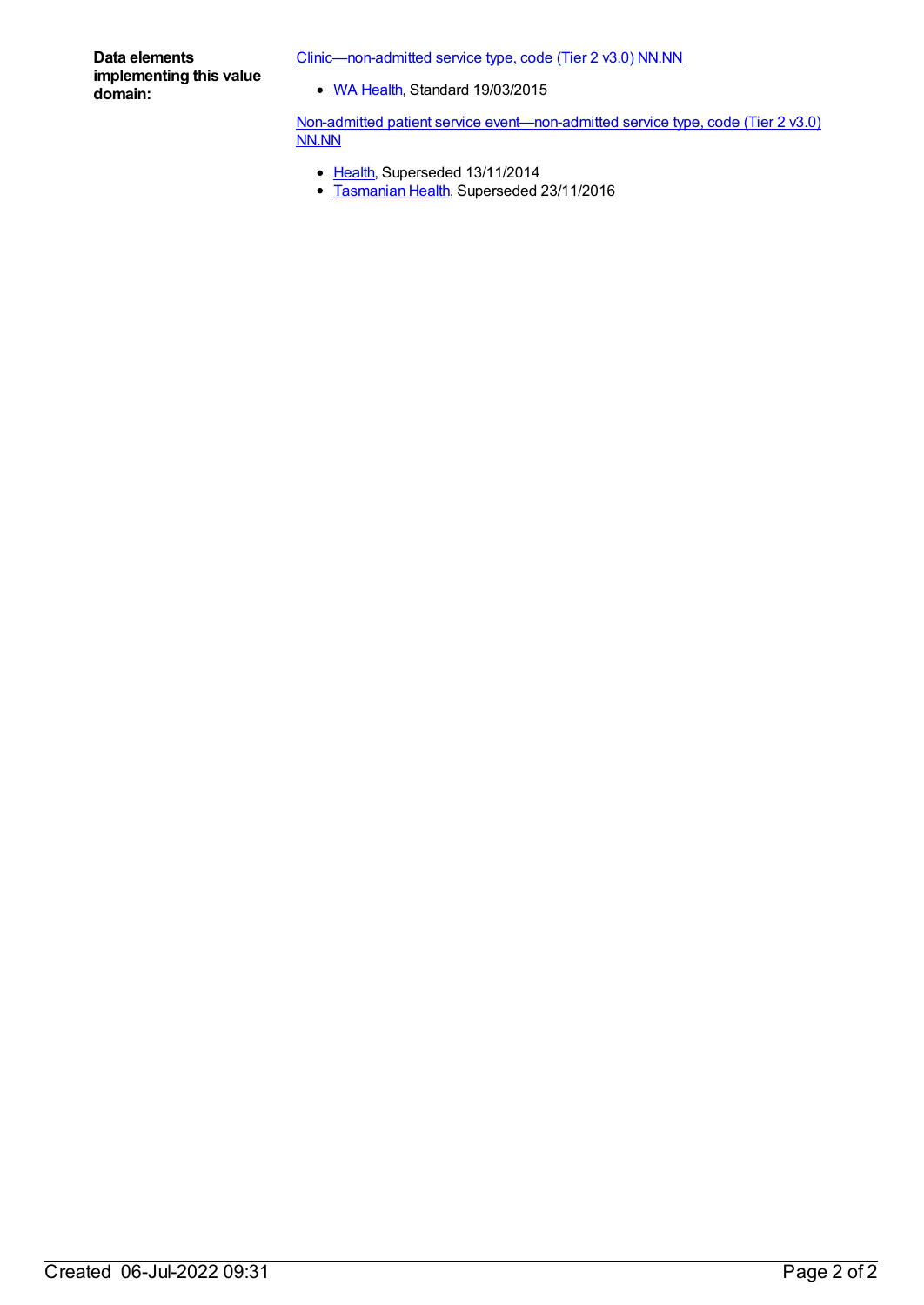**Data elements implementing this value domain:**

Clinic—non-admitted service type, code (Tier 2 v3.0) NN.NN

- WA Health, Standard 19/03/2015

Non-admitted patient service event—non-admitted service type, code (Tier 2 v3.0) NN.NN

- Health, Superseded 13/11/2014
- Tasmanian Health, Superseded 23/11/2016